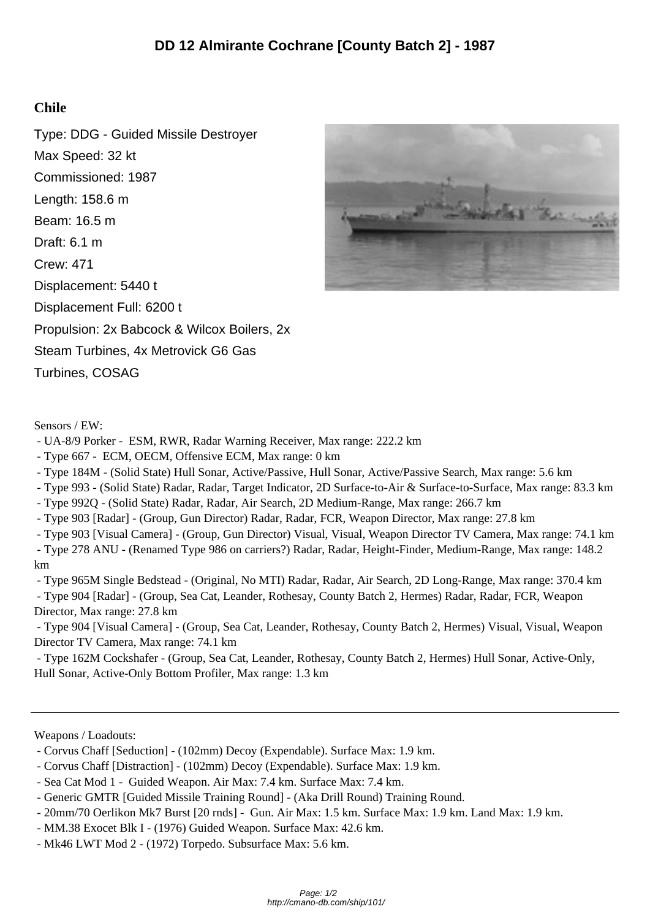# DD 12 Almirante Cochrane [County Batch 2] - 1987

## Chile

Type: DDG - Guided Missile Destroyer
Max Speed: 32 kt
Commissioned: 1987
Length: 158.6 m
Beam: 16.5 m
Draft: 6.1 m
Crew: 471
Displacement: 5440 t
Displacement Full: 6200 t
Propulsion: 2x Babcock & Wilcox Boilers, 2x Steam Turbines, 4x Metrovick G6 Gas Turbines, COSAG

Sensors / EW:

- UA-8/9 Porker - ESM, RWR, Radar Warning Receiver, Max range: 222.2 km
- Type 667 - ECM, OECM, Offensive ECM, Max range: 0 km
- Type 184M - (Solid State) Hull Sonar, Active/Passive, Hull Sonar, Active/Passive Search, Max range: 5.6 km
- Type 993 - (Solid State) Radar, Radar, Target Indicator, 2D Surface-to-Air & Surface-to-Surface, Max range: 83.3 km
- Type 992Q - (Solid State) Radar, Radar, Air Search, 2D Medium-Range, Max range: 266.7 km
- Type 903 [Radar] - (Group, Gun Director) Radar, Radar, FCR, Weapon Director, Max range: 27.8 km
- Type 903 [Visual Camera] - (Group, Gun Director) Visual, Visual, Weapon Director TV Camera, Max range: 74.1 km
- Type 278 ANU - (Renamed Type 986 on carriers?) Radar, Radar, Height-Finder, Medium-Range, Max range: 148.2 km
- Type 965M Single Bedstead - (Original, No MTI) Radar, Radar, Air Search, 2D Long-Range, Max range: 370.4 km
- Type 904 [Radar] - (Group, Sea Cat, Leander, Rothesay, County Batch 2, Hermes) Radar, Radar, FCR, Weapon Director, Max range: 27.8 km
- Type 904 [Visual Camera] - (Group, Sea Cat, Leander, Rothesay, County Batch 2, Hermes) Visual, Visual, Weapon Director TV Camera, Max range: 74.1 km
- Type 162M Cockshafer - (Group, Sea Cat, Leander, Rothesay, County Batch 2, Hermes) Hull Sonar, Active-Only, Hull Sonar, Active-Only Bottom Profiler, Max range: 1.3 km

---

Weapons / Loadouts:

- Corvus Chaff [Seduction] - (102mm) Decoy (Expendable). Surface Max: 1.9 km.
- Corvus Chaff [Distraction] - (102mm) Decoy (Expendable). Surface Max: 1.9 km.
- Sea Cat Mod 1 - Guided Weapon. Air Max: 7.4 km. Surface Max: 7.4 km.
- Generic GMTR [Guided Missile Training Round] - (Aka Drill Round) Training Round.
- 20mm/70 Oerlikon Mk7 Burst [20 rnds] - Gun. Air Max: 1.5 km. Surface Max: 1.9 km. Land Max: 1.9 km.
- MM.38 Exocet Blk I - (1976) Guided Weapon. Surface Max: 42.6 km.
- Mk46 LWT Mod 2 - (1972) Torpedo. Subsurface Max: 5.6 km.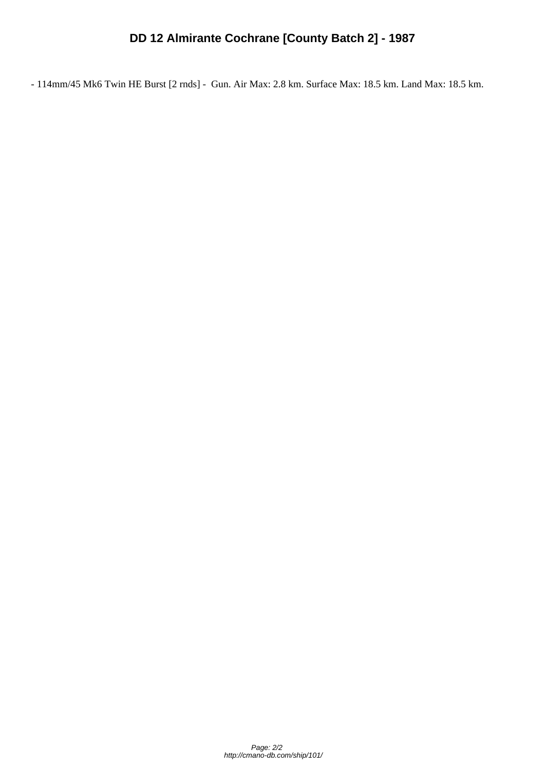- 114mm/45 Mk6 Twin HE Burst [2 rnds] - Gun. Air Max: 2.8 km. Surface Max: 18.5 km. Land Max: 18.5 km.